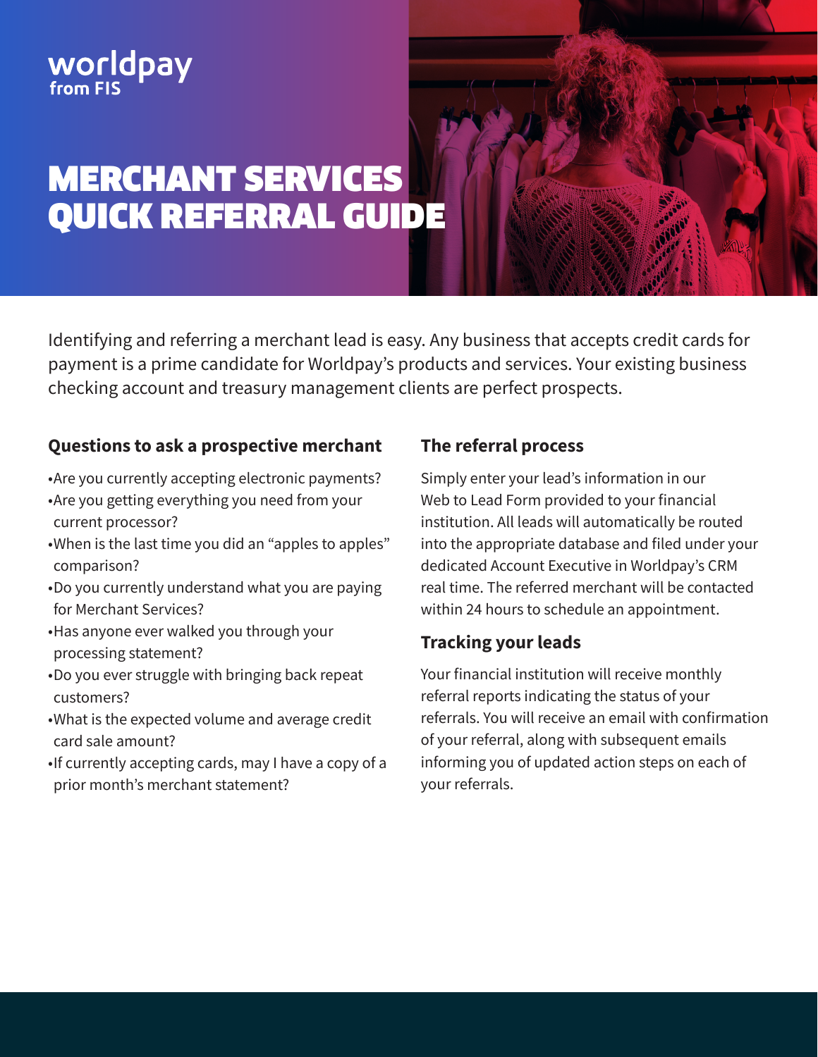worldpay
from FIS

# MERCHANT SERVICES QUICK REFERRAL GUIDE

Identifying and referring a merchant lead is easy. Any business that accepts credit cards for payment is a prime candidate for Worldpay's products and services. Your existing business checking account and treasury management clients are perfect prospects.

## Questions to ask a prospective merchant

- Are you currently accepting electronic payments?
- Are you getting everything you need from your current processor?
- When is the last time you did an "apples to apples" comparison?
- Do you currently understand what you are paying for Merchant Services?
- Has anyone ever walked you through your processing statement?
- Do you ever struggle with bringing back repeat customers?
- What is the expected volume and average credit card sale amount?
- If currently accepting cards, may I have a copy of a prior month's merchant statement?

## The referral process

Simply enter your lead's information in our Web to Lead Form provided to your financial institution. All leads will automatically be routed into the appropriate database and filed under your dedicated Account Executive in Worldpay's CRM real time. The referred merchant will be contacted within 24 hours to schedule an appointment.

## Tracking your leads

Your financial institution will receive monthly referral reports indicating the status of your referrals. You will receive an email with confirmation of your referral, along with subsequent emails informing you of updated action steps on each of your referrals.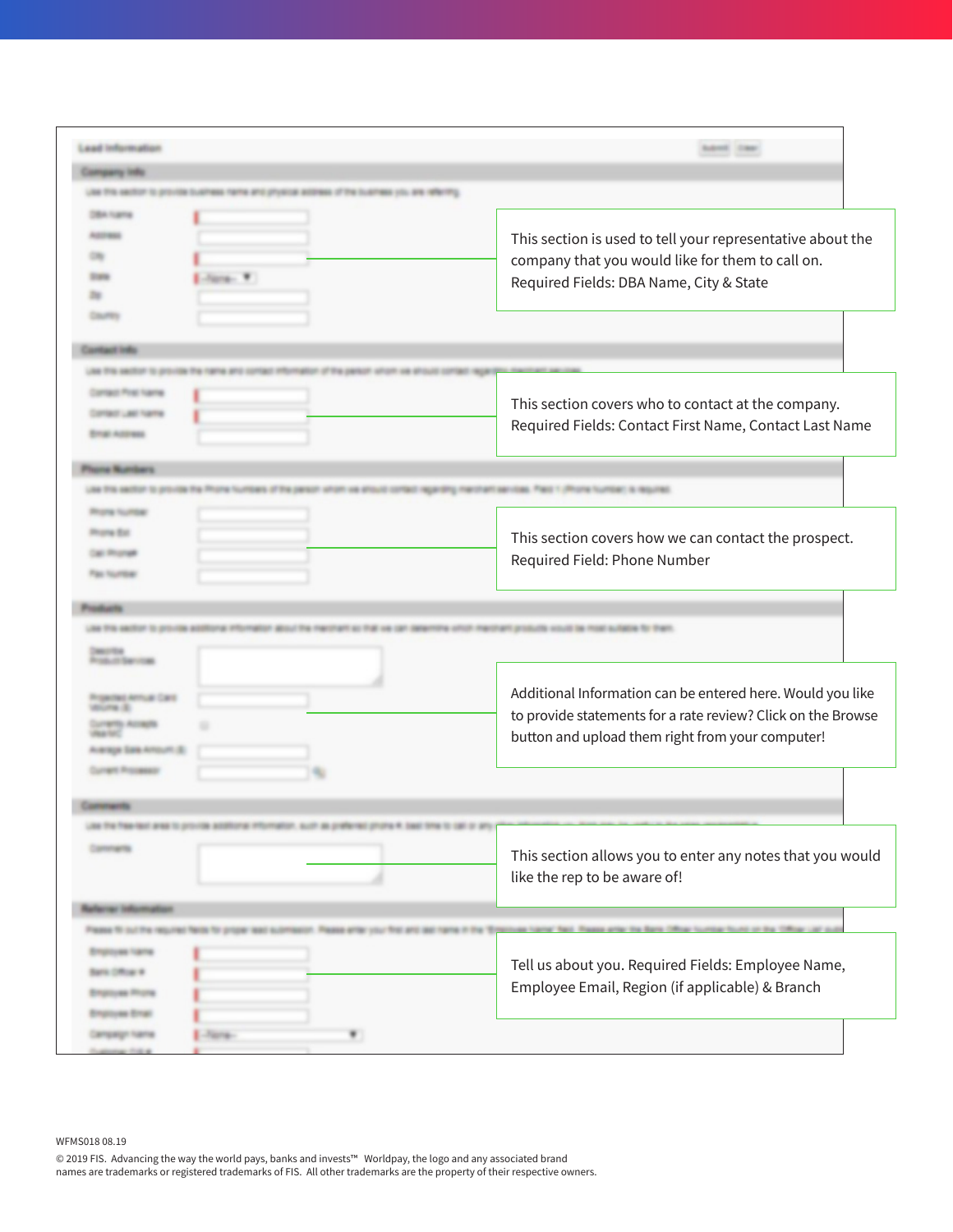This section is used to tell your representative about the company that you would like for them to call on. Required Fields: DBA Name, City & State

This section covers who to contact at the company. Required Fields: Contact First Name, Contact Last Name

This section covers how we can contact the prospect. Required Field: Phone Number

Additional Information can be entered here. Would you like to provide statements for a rate review? Click on the Browse button and upload them right from your computer!

This section allows you to enter any notes that you would like the rep to be aware of!

Tell us about you. Required Fields: Employee Name, Employee Email, Region (if applicable) & Branch

WFMS018 08.19

© 2019 FIS. Advancing the way the world pays, banks and invests™ Worldpay, the logo and any associated brand names are trademarks or registered trademarks of FIS. All other trademarks are the property of their respective owners.